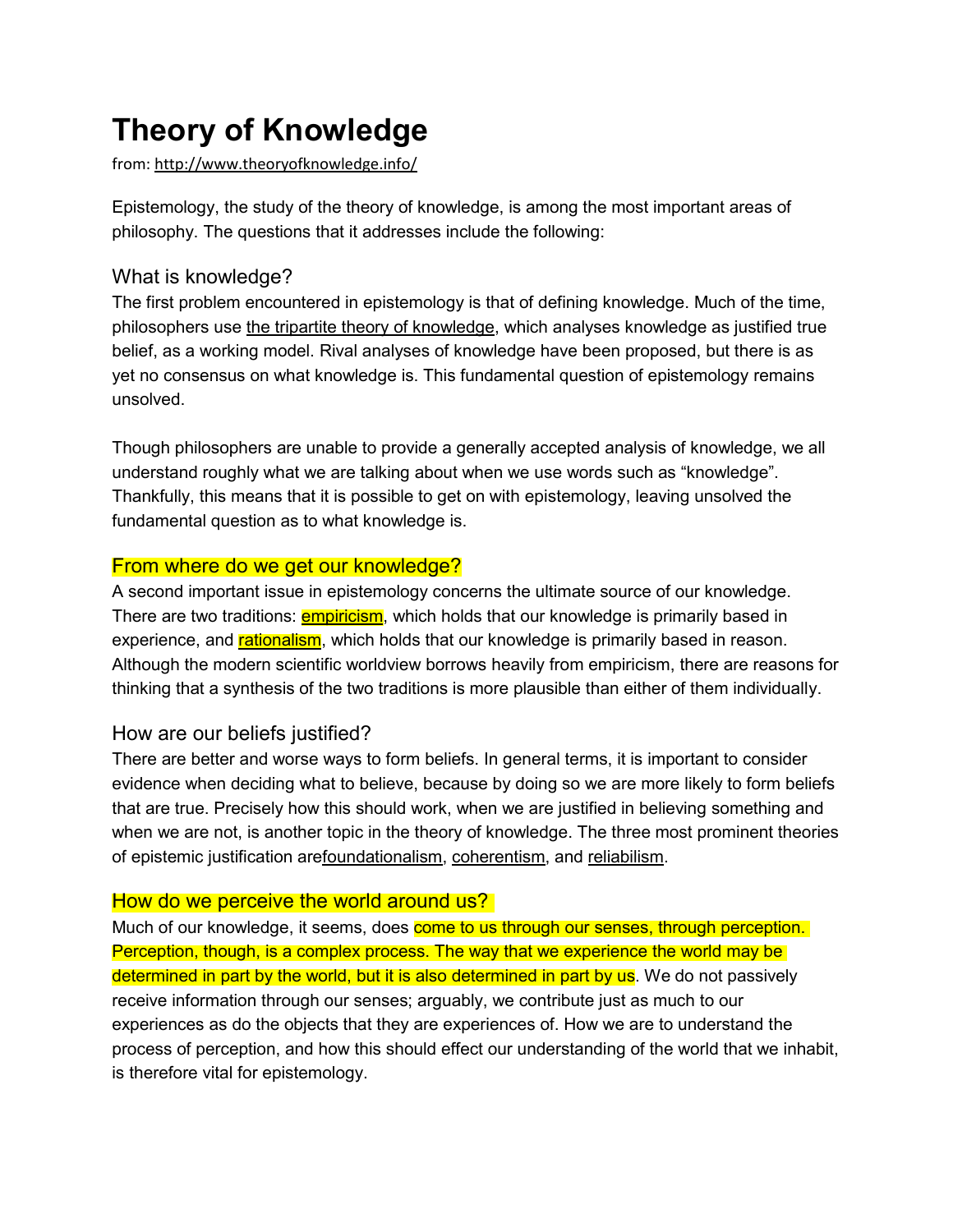# Theory of Knowledge

from: http://www.theoryofknowledge.info/

Epistemology, the study of the theory of knowledge, is among the most important areas of philosophy. The questions that it addresses include the following:

## What is knowledge?

The first problem encountered in epistemology is that of defining knowledge. Much of the time, philosophers use the tripartite theory of knowledge, which analyses knowledge as justified true belief, as a working model. Rival analyses of knowledge have been proposed, but there is as yet no consensus on what knowledge is. This fundamental question of epistemology remains unsolved.

Though philosophers are unable to provide a generally accepted analysis of knowledge, we all understand roughly what we are talking about when we use words such as "knowledge". Thankfully, this means that it is possible to get on with epistemology, leaving unsolved the fundamental question as to what knowledge is.

## From where do we get our knowledge?

A second important issue in epistemology concerns the ultimate source of our knowledge. There are two traditions: empiricism, which holds that our knowledge is primarily based in experience, and rationalism, which holds that our knowledge is primarily based in reason. Although the modern scientific worldview borrows heavily from empiricism, there are reasons for thinking that a synthesis of the two traditions is more plausible than either of them individually.

## How are our beliefs justified?

There are better and worse ways to form beliefs. In general terms, it is important to consider evidence when deciding what to believe, because by doing so we are more likely to form beliefs that are true. Precisely how this should work, when we are justified in believing something and when we are not, is another topic in the theory of knowledge. The three most prominent theories of epistemic justification arefoundationalism, coherentism, and reliabilism.

## How do we perceive the world around us?

Much of our knowledge, it seems, does come to us through our senses, through perception. Perception, though, is a complex process. The way that we experience the world may be determined in part by the world, but it is also determined in part by us. We do not passively receive information through our senses; arguably, we contribute just as much to our experiences as do the objects that they are experiences of. How we are to understand the process of perception, and how this should effect our understanding of the world that we inhabit, is therefore vital for epistemology.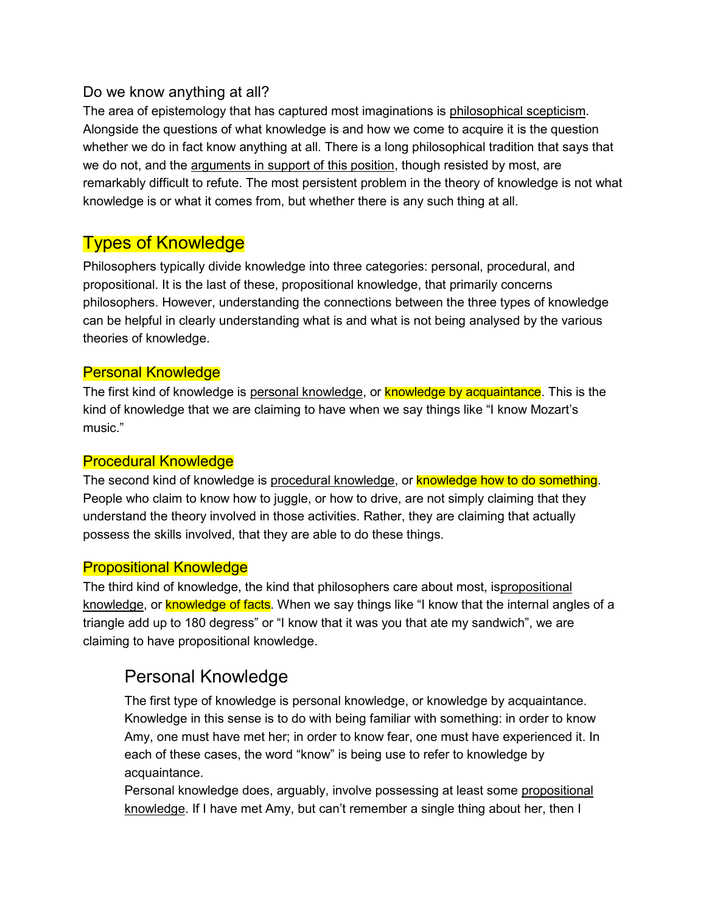Do we know anything at all?

The area of epistemology that has captured most imaginations is philosophical scepticism. Alongside the questions of what knowledge is and how we come to acquire it is the question whether we do in fact know anything at all. There is a long philosophical tradition that says that we do not, and the arguments in support of this position, though resisted by most, are remarkably difficult to refute. The most persistent problem in the theory of knowledge is not what knowledge is or what it comes from, but whether there is any such thing at all.

## Types of Knowledge

Philosophers typically divide knowledge into three categories: personal, procedural, and propositional. It is the last of these, propositional knowledge, that primarily concerns philosophers. However, understanding the connections between the three types of knowledge can be helpful in clearly understanding what is and what is not being analysed by the various theories of knowledge.

### Personal Knowledge

The first kind of knowledge is personal knowledge, or knowledge by acquaintance. This is the kind of knowledge that we are claiming to have when we say things like "I know Mozart's music."

### Procedural Knowledge

The second kind of knowledge is procedural knowledge, or knowledge how to do something. People who claim to know how to juggle, or how to drive, are not simply claiming that they understand the theory involved in those activities. Rather, they are claiming that actually possess the skills involved, that they are able to do these things.

### Propositional Knowledge

The third kind of knowledge, the kind that philosophers care about most, ispropositional knowledge, or knowledge of facts. When we say things like "I know that the internal angles of a triangle add up to 180 degress" or "I know that it was you that ate my sandwich", we are claiming to have propositional knowledge.

## Personal Knowledge

The first type of knowledge is personal knowledge, or knowledge by acquaintance. Knowledge in this sense is to do with being familiar with something: in order to know Amy, one must have met her; in order to know fear, one must have experienced it. In each of these cases, the word "know" is being use to refer to knowledge by acquaintance.

Personal knowledge does, arguably, involve possessing at least some propositional knowledge. If I have met Amy, but can't remember a single thing about her, then I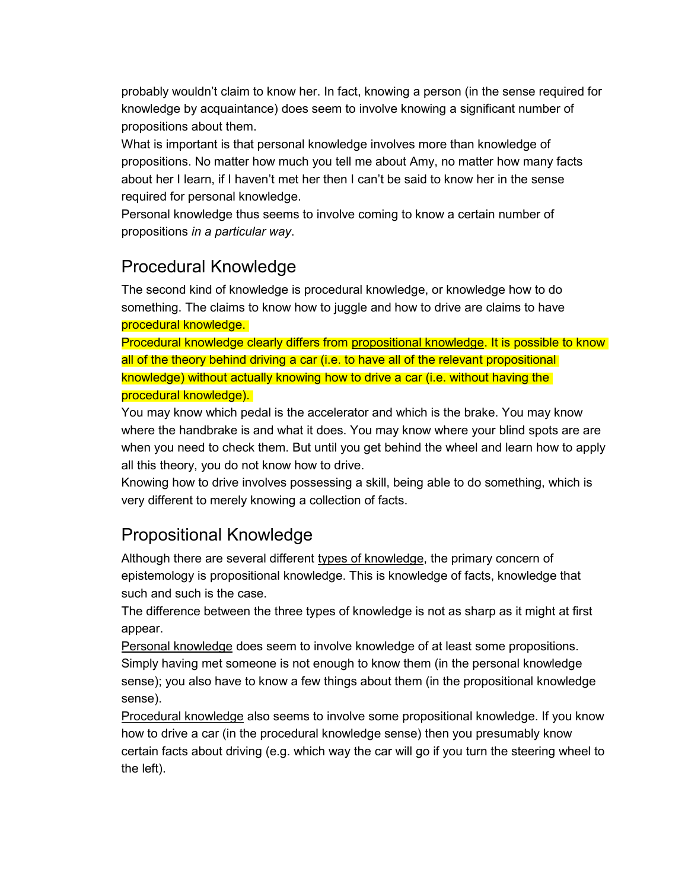probably wouldn't claim to know her. In fact, knowing a person (in the sense required for knowledge by acquaintance) does seem to involve knowing a significant number of propositions about them.

What is important is that personal knowledge involves more than knowledge of propositions. No matter how much you tell me about Amy, no matter how many facts about her I learn, if I haven't met her then I can't be said to know her in the sense required for personal knowledge.

Personal knowledge thus seems to involve coming to know a certain number of propositions *in a particular way*.

## Procedural Knowledge

The second kind of knowledge is procedural knowledge, or knowledge how to do something. The claims to know how to juggle and how to drive are claims to have procedural knowledge.

Procedural knowledge clearly differs from propositional knowledge. It is possible to know all of the theory behind driving a car (i.e. to have all of the relevant propositional knowledge) without actually knowing how to drive a car (i.e. without having the procedural knowledge).

You may know which pedal is the accelerator and which is the brake. You may know where the handbrake is and what it does. You may know where your blind spots are are when you need to check them. But until you get behind the wheel and learn how to apply all this theory, you do not know how to drive.

Knowing how to drive involves possessing a skill, being able to do something, which is very different to merely knowing a collection of facts.

## Propositional Knowledge

Although there are several different types of knowledge, the primary concern of epistemology is propositional knowledge. This is knowledge of facts, knowledge that such and such is the case.

The difference between the three types of knowledge is not as sharp as it might at first appear.

Personal knowledge does seem to involve knowledge of at least some propositions. Simply having met someone is not enough to know them (in the personal knowledge sense); you also have to know a few things about them (in the propositional knowledge sense).

Procedural knowledge also seems to involve some propositional knowledge. If you know how to drive a car (in the procedural knowledge sense) then you presumably know certain facts about driving (e.g. which way the car will go if you turn the steering wheel to the left).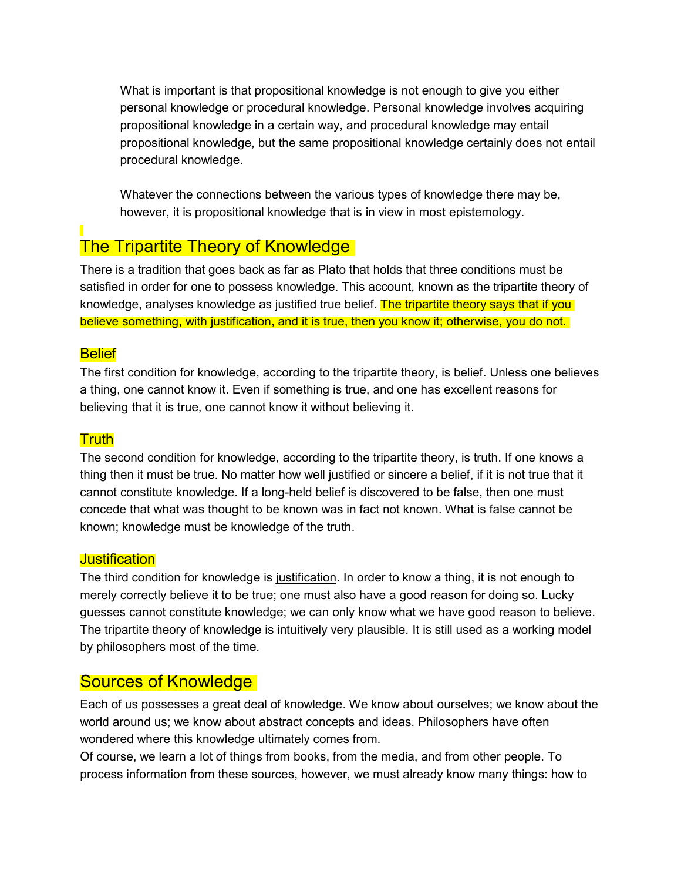What is important is that propositional knowledge is not enough to give you either personal knowledge or procedural knowledge. Personal knowledge involves acquiring propositional knowledge in a certain way, and procedural knowledge may entail propositional knowledge, but the same propositional knowledge certainly does not entail procedural knowledge.

Whatever the connections between the various types of knowledge there may be, however, it is propositional knowledge that is in view in most epistemology.

## The Tripartite Theory of Knowledge

There is a tradition that goes back as far as Plato that holds that three conditions must be satisfied in order for one to possess knowledge. This account, known as the tripartite theory of knowledge, analyses knowledge as justified true belief. The tripartite theory says that if you believe something, with justification, and it is true, then you know it; otherwise, you do not.

### Belief

The first condition for knowledge, according to the tripartite theory, is belief. Unless one believes a thing, one cannot know it. Even if something is true, and one has excellent reasons for believing that it is true, one cannot know it without believing it.

### Truth

The second condition for knowledge, according to the tripartite theory, is truth. If one knows a thing then it must be true. No matter how well justified or sincere a belief, if it is not true that it cannot constitute knowledge. If a long-held belief is discovered to be false, then one must concede that what was thought to be known was in fact not known. What is false cannot be known; knowledge must be knowledge of the truth.

### Justification

The third condition for knowledge is justification. In order to know a thing, it is not enough to merely correctly believe it to be true; one must also have a good reason for doing so. Lucky guesses cannot constitute knowledge; we can only know what we have good reason to believe. The tripartite theory of knowledge is intuitively very plausible. It is still used as a working model by philosophers most of the time.

## Sources of Knowledge

Each of us possesses a great deal of knowledge. We know about ourselves; we know about the world around us; we know about abstract concepts and ideas. Philosophers have often wondered where this knowledge ultimately comes from.

Of course, we learn a lot of things from books, from the media, and from other people. To process information from these sources, however, we must already know many things: how to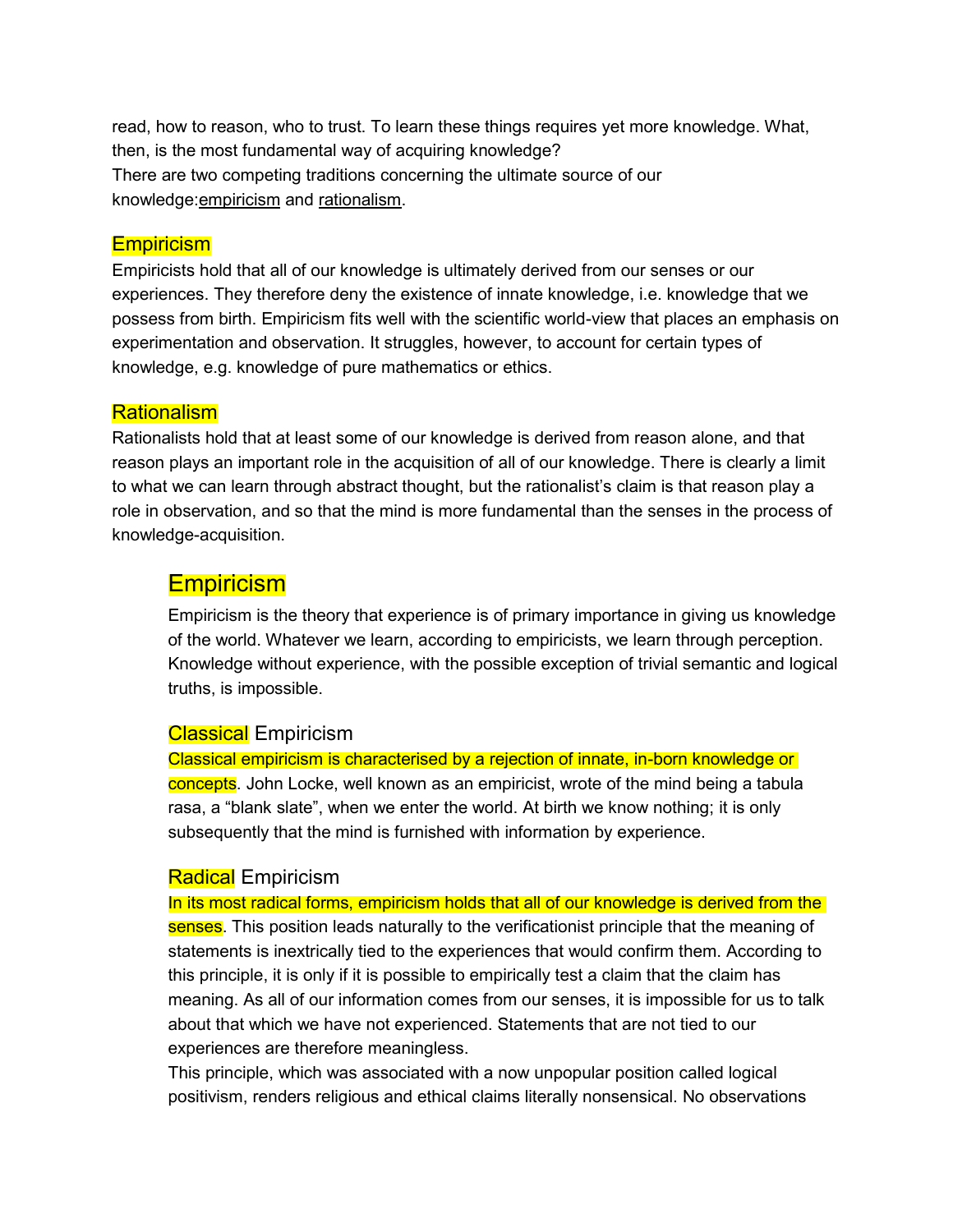read, how to reason, who to trust. To learn these things requires yet more knowledge. What, then, is the most fundamental way of acquiring knowledge?
There are two competing traditions concerning the ultimate source of our knowledge:empiricism and rationalism.

### Empiricism

Empiricists hold that all of our knowledge is ultimately derived from our senses or our experiences. They therefore deny the existence of innate knowledge, i.e. knowledge that we possess from birth. Empiricism fits well with the scientific world-view that places an emphasis on experimentation and observation. It struggles, however, to account for certain types of knowledge, e.g. knowledge of pure mathematics or ethics.

### Rationalism

Rationalists hold that at least some of our knowledge is derived from reason alone, and that reason plays an important role in the acquisition of all of our knowledge. There is clearly a limit to what we can learn through abstract thought, but the rationalist's claim is that reason play a role in observation, and so that the mind is more fundamental than the senses in the process of knowledge-acquisition.

## Empiricism

Empiricism is the theory that experience is of primary importance in giving us knowledge of the world. Whatever we learn, according to empiricists, we learn through perception. Knowledge without experience, with the possible exception of trivial semantic and logical truths, is impossible.

### Classical Empiricism

Classical empiricism is characterised by a rejection of innate, in-born knowledge or concepts. John Locke, well known as an empiricist, wrote of the mind being a tabula rasa, a "blank slate", when we enter the world. At birth we know nothing; it is only subsequently that the mind is furnished with information by experience.

### Radical Empiricism

In its most radical forms, empiricism holds that all of our knowledge is derived from the senses. This position leads naturally to the verificationist principle that the meaning of statements is inextricably tied to the experiences that would confirm them. According to this principle, it is only if it is possible to empirically test a claim that the claim has meaning. As all of our information comes from our senses, it is impossible for us to talk about that which we have not experienced. Statements that are not tied to our experiences are therefore meaningless.
This principle, which was associated with a now unpopular position called logical positivism, renders religious and ethical claims literally nonsensical. No observations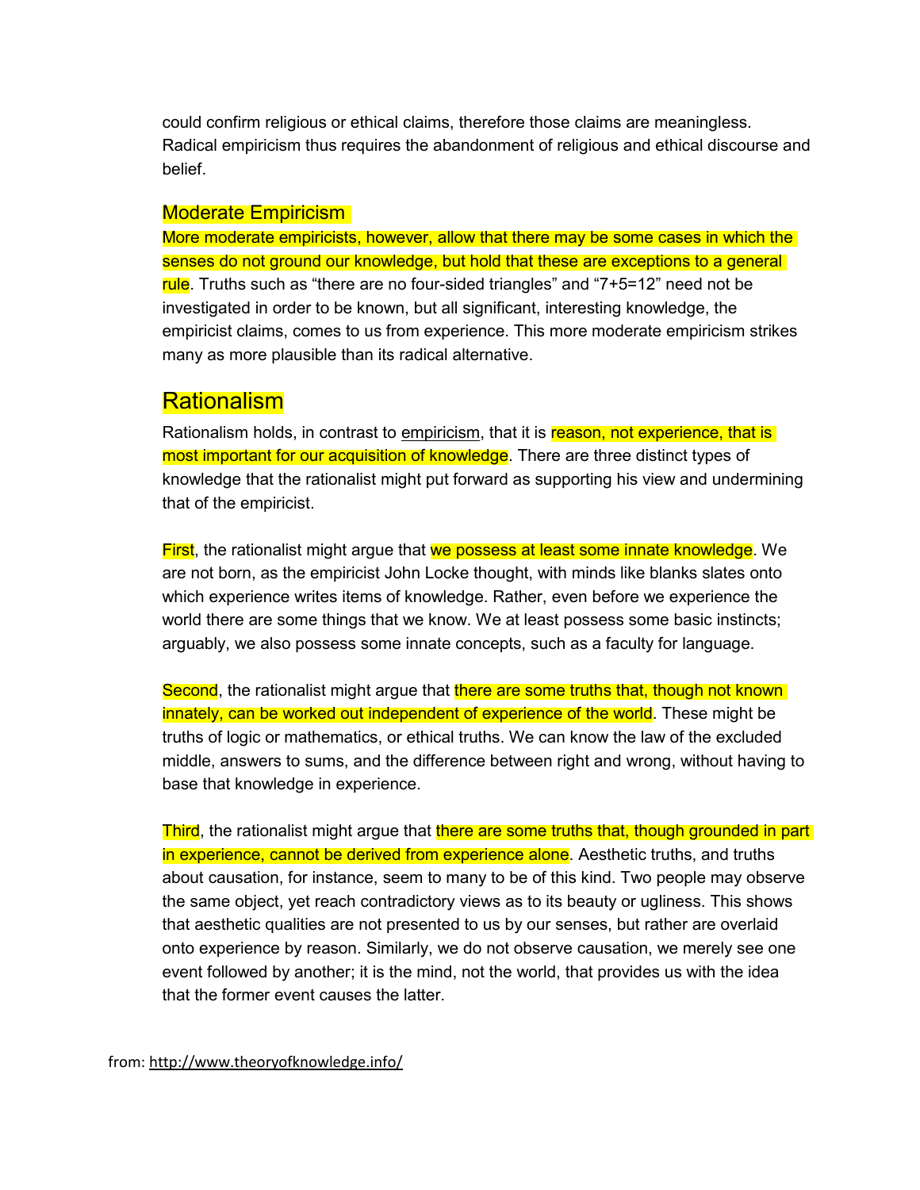could confirm religious or ethical claims, therefore those claims are meaningless. Radical empiricism thus requires the abandonment of religious and ethical discourse and belief.

### Moderate Empiricism

More moderate empiricists, however, allow that there may be some cases in which the senses do not ground our knowledge, but hold that these are exceptions to a general rule. Truths such as “there are no four-sided triangles” and “7+5=12” need not be investigated in order to be known, but all significant, interesting knowledge, the empiricist claims, comes to us from experience. This more moderate empiricism strikes many as more plausible than its radical alternative.

## Rationalism

Rationalism holds, in contrast to empiricism, that it is reason, not experience, that is most important for our acquisition of knowledge. There are three distinct types of knowledge that the rationalist might put forward as supporting his view and undermining that of the empiricist.

First, the rationalist might argue that we possess at least some innate knowledge. We are not born, as the empiricist John Locke thought, with minds like blanks slates onto which experience writes items of knowledge. Rather, even before we experience the world there are some things that we know. We at least possess some basic instincts; arguably, we also possess some innate concepts, such as a faculty for language.

Second, the rationalist might argue that there are some truths that, though not known innately, can be worked out independent of experience of the world. These might be truths of logic or mathematics, or ethical truths. We can know the law of the excluded middle, answers to sums, and the difference between right and wrong, without having to base that knowledge in experience.

Third, the rationalist might argue that there are some truths that, though grounded in part in experience, cannot be derived from experience alone. Aesthetic truths, and truths about causation, for instance, seem to many to be of this kind. Two people may observe the same object, yet reach contradictory views as to its beauty or ugliness. This shows that aesthetic qualities are not presented to us by our senses, but rather are overlaid onto experience by reason. Similarly, we do not observe causation, we merely see one event followed by another; it is the mind, not the world, that provides us with the idea that the former event causes the latter.

from: http://www.theoryofknowledge.info/